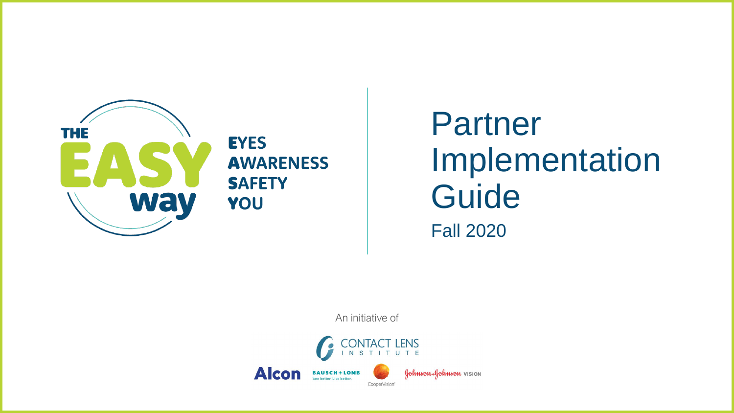THE EASY way

EYES
AWARENESS
SAFETY
YOU

# Partner Implementation Guide

Fall 2020

An initiative of

CONTACT LENS INSTITUTE

Alcon | BAUSCH + LOMB See better. Live better. | CooperVision | Johnson & Johnson VISION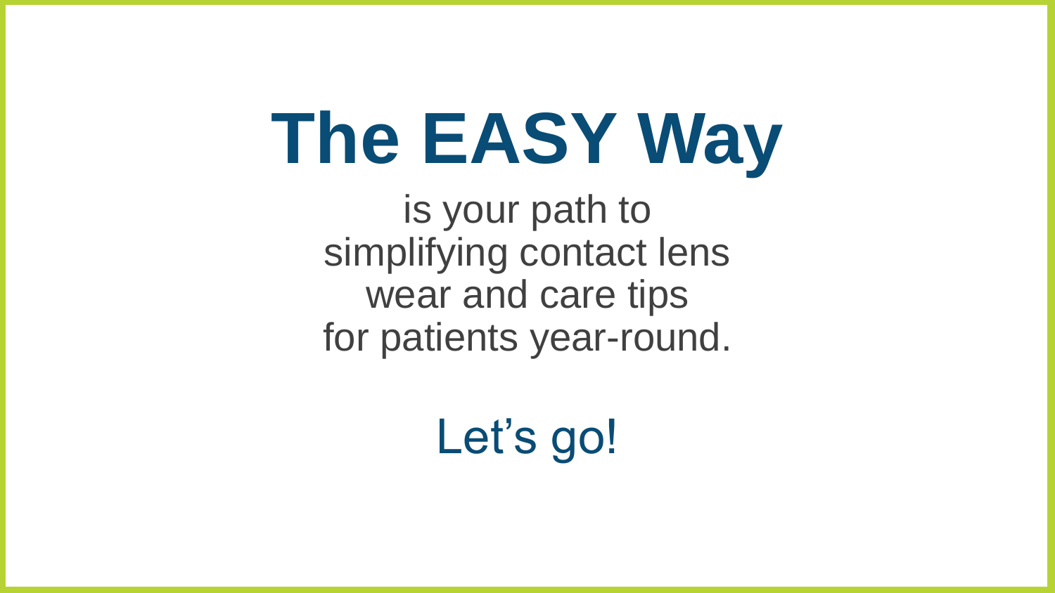# The EASY Way

is your path to simplifying contact lens wear and care tips for patients year-round.

Let’s go!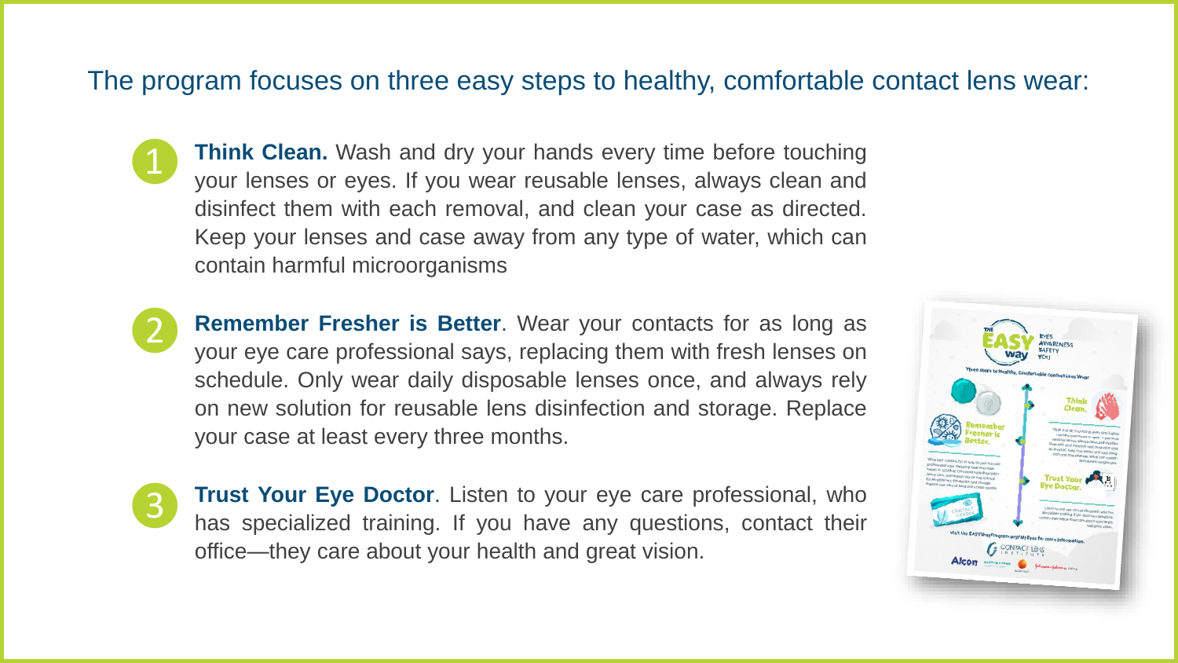The program focuses on three easy steps to healthy, comfortable contact lens wear:

1. **Think Clean.** Wash and dry your hands every time before touching your lenses or eyes. If you wear reusable lenses, always clean and disinfect them with each removal, and clean your case as directed. Keep your lenses and case away from any type of water, which can contain harmful microorganisms

2. **Remember Fresher is Better**. Wear your contacts for as long as your eye care professional says, replacing them with fresh lenses on schedule. Only wear daily disposable lenses once, and always rely on new solution for reusable lens disinfection and storage. Replace your case at least every three months.

3. **Trust Your Eye Doctor**. Listen to your eye care professional, who has specialized training. If you have any questions, contact their office—they care about your health and great vision.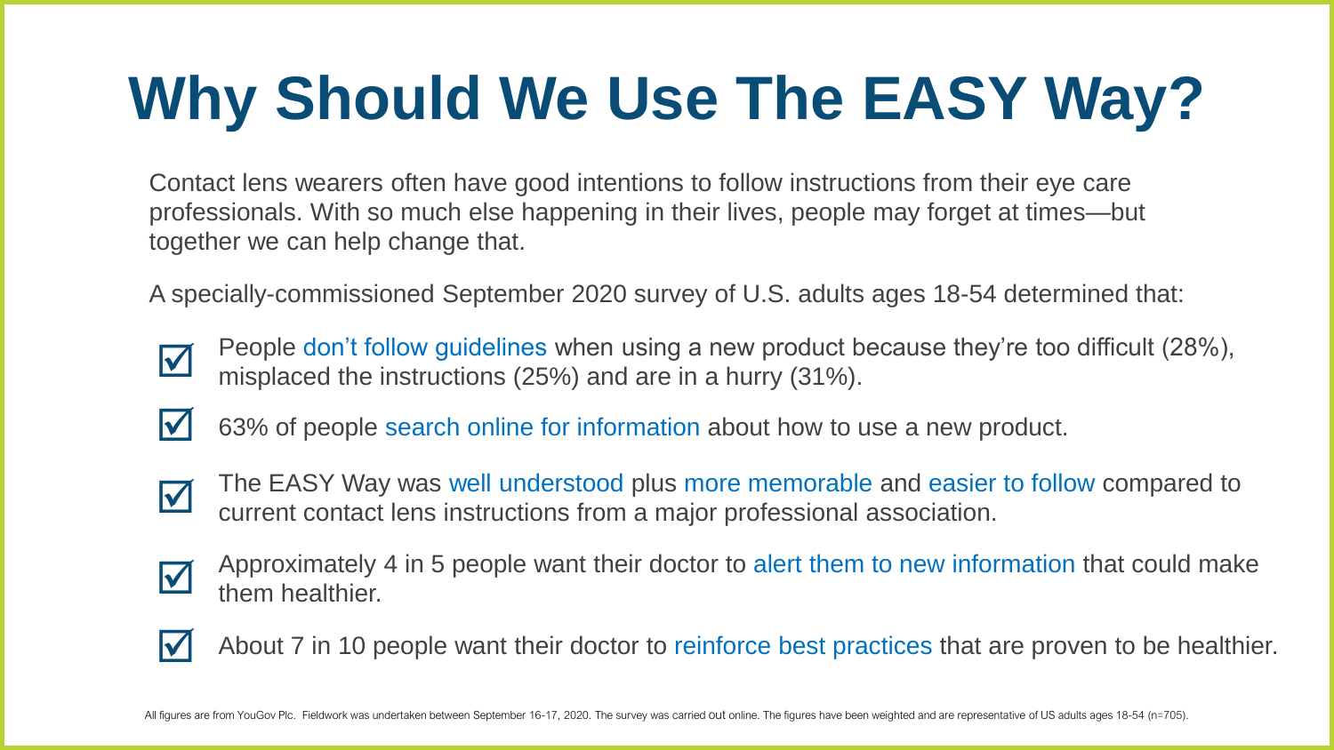# Why Should We Use The EASY Way?

Contact lens wearers often have good intentions to follow instructions from their eye care professionals. With so much else happening in their lives, people may forget at times—but together we can help change that.

A specially-commissioned September 2020 survey of U.S. adults ages 18-54 determined that:

- ☑ People don't follow guidelines when using a new product because they're too difficult (28%), misplaced the instructions (25%) and are in a hurry (31%).
- ☑ 63% of people search online for information about how to use a new product.
- ☑ The EASY Way was well understood plus more memorable and easier to follow compared to current contact lens instructions from a major professional association.
- ☑ Approximately 4 in 5 people want their doctor to alert them to new information that could make them healthier.
- ☑ About 7 in 10 people want their doctor to reinforce best practices that are proven to be healthier.

All figures are from YouGov Plc. Fieldwork was undertaken between September 16-17, 2020. The survey was carried out online. The figures have been weighted and are representative of US adults ages 18-54 (n=705).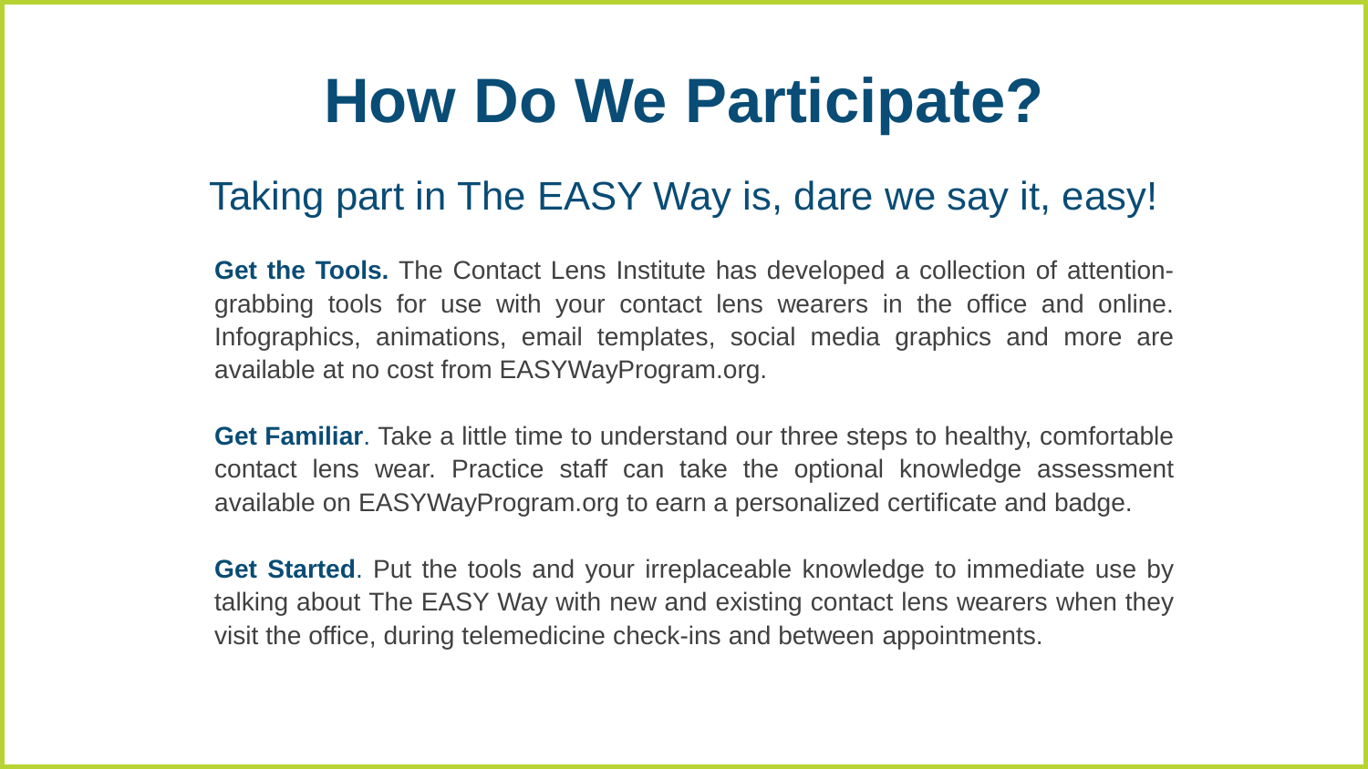# How Do We Participate?

## Taking part in The EASY Way is, dare we say it, easy!

**Get the Tools.** The Contact Lens Institute has developed a collection of attention-grabbing tools for use with your contact lens wearers in the office and online. Infographics, animations, email templates, social media graphics and more are available at no cost from EASYWayProgram.org.

**Get Familiar**. Take a little time to understand our three steps to healthy, comfortable contact lens wear. Practice staff can take the optional knowledge assessment available on EASYWayProgram.org to earn a personalized certificate and badge.

**Get Started**. Put the tools and your irreplaceable knowledge to immediate use by talking about The EASY Way with new and existing contact lens wearers when they visit the office, during telemedicine check-ins and between appointments.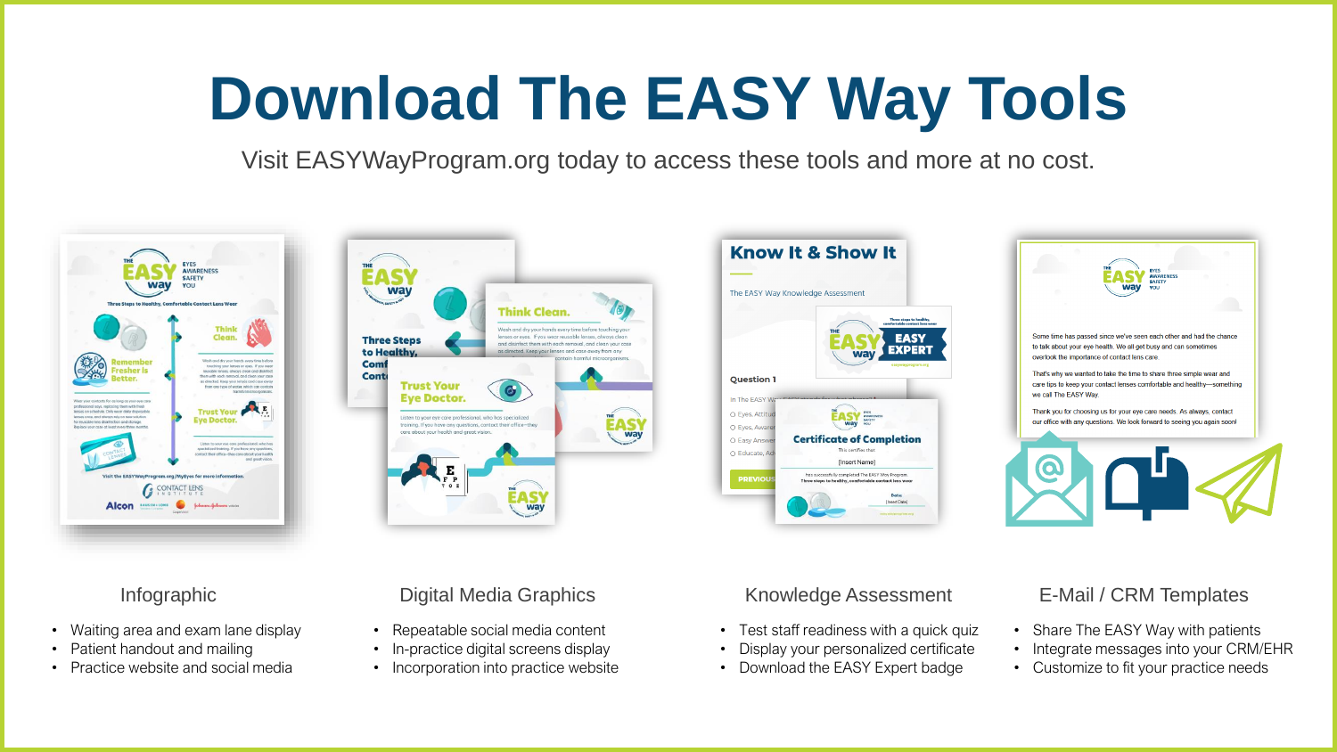# Download The EASY Way Tools

Visit EASYWayProgram.org today to access these tools and more at no cost.

### Infographic

- Waiting area and exam lane display
- Patient handout and mailing
- Practice website and social media

### Digital Media Graphics

- Repeatable social media content
- In-practice digital screens display
- Incorporation into practice website

### Knowledge Assessment

- Test staff readiness with a quick quiz
- Display your personalized certificate
- Download the EASY Expert badge

### E-Mail / CRM Templates

- Share The EASY Way with patients
- Integrate messages into your CRM/EHR
- Customize to fit your practice needs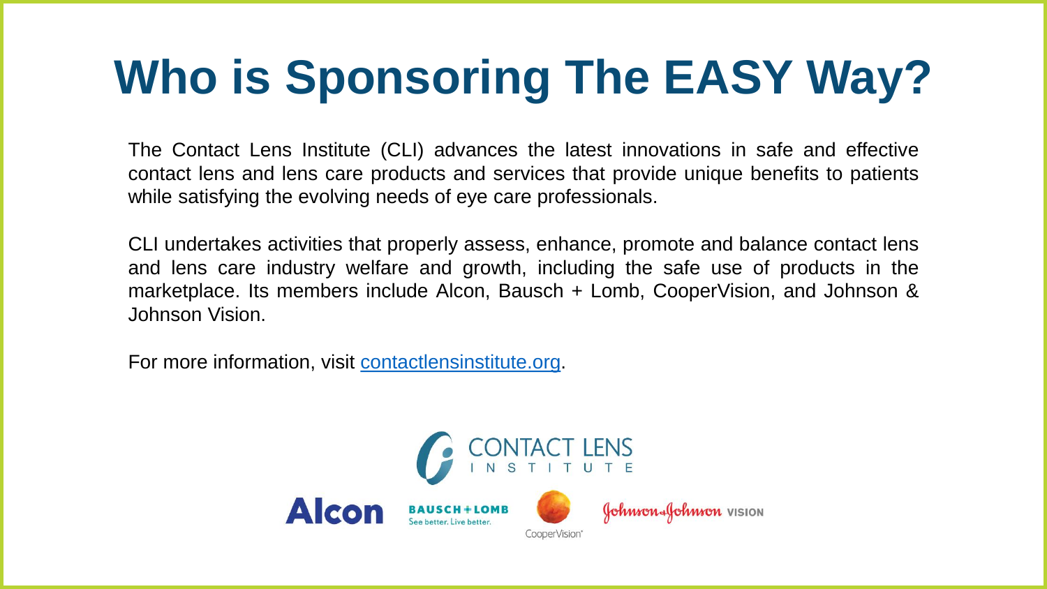# Who is Sponsoring The EASY Way?

The Contact Lens Institute (CLI) advances the latest innovations in safe and effective contact lens and lens care products and services that provide unique benefits to patients while satisfying the evolving needs of eye care professionals.

CLI undertakes activities that properly assess, enhance, promote and balance contact lens and lens care industry welfare and growth, including the safe use of products in the marketplace. Its members include Alcon, Bausch + Lomb, CooperVision, and Johnson & Johnson Vision.

For more information, visit [contactlensinstitute.org](https://contactlensinstitute.org).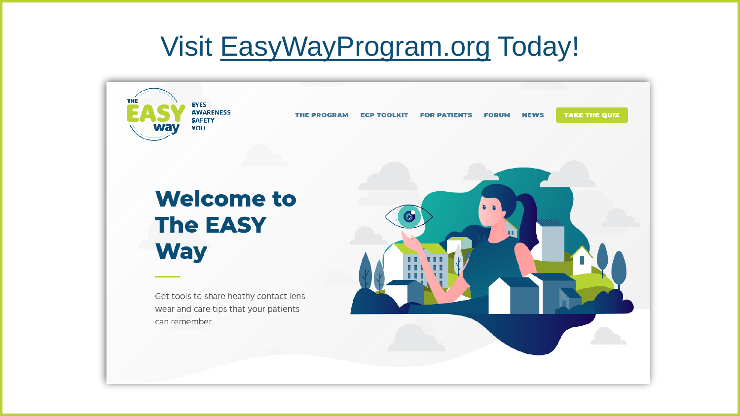# Visit EasyWayProgram.org Today!

THE EASY way

EYES AWARENESS SAFETY YOU

THE PROGRAM ECP TOOLKIT FOR PATIENTS FORUM NEWS TAKE THE QUIZ

## Welcome to The EASY Way

Get tools to share heathy contact lens wear and care tips that your patients can remember.